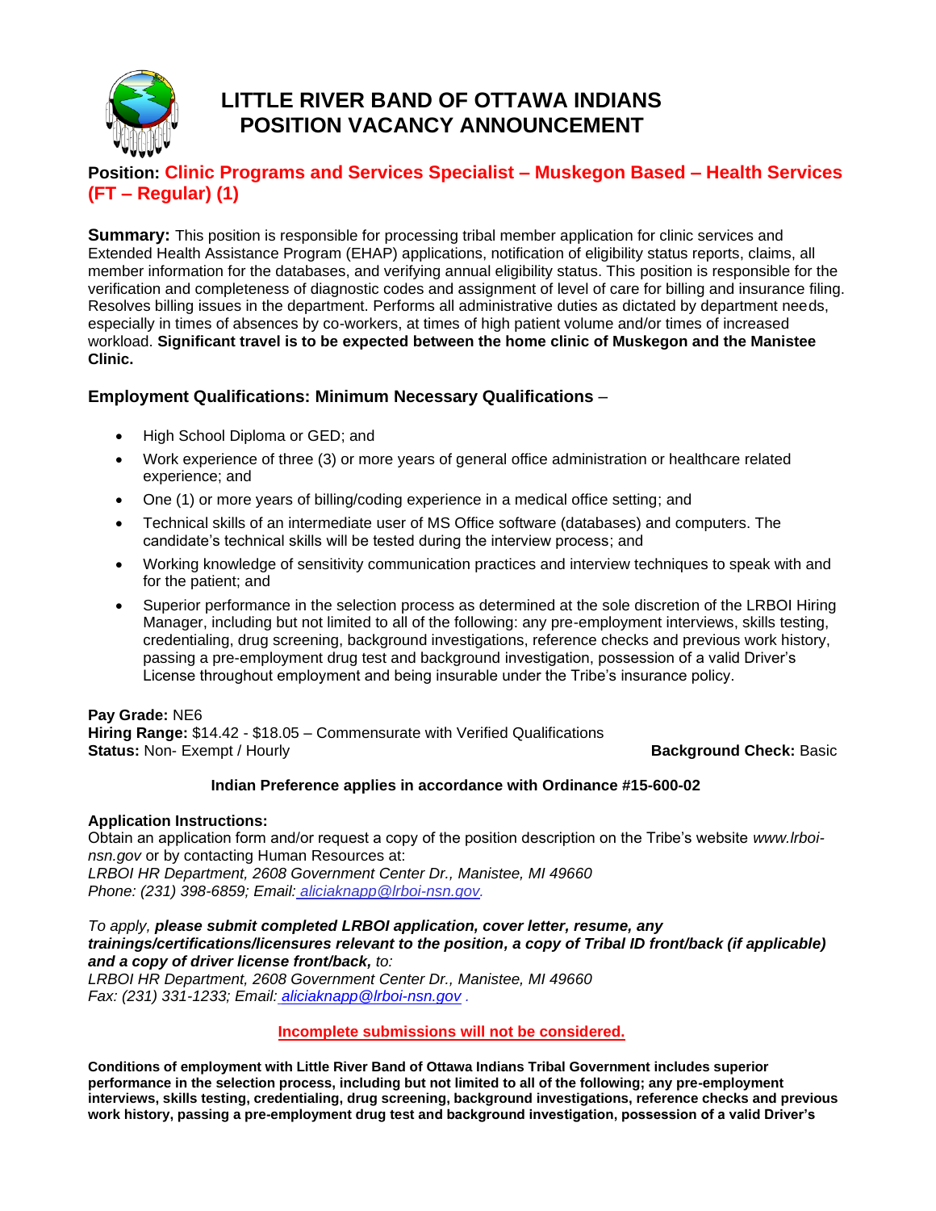# LITTLE RIVER BAND OF OTTAWA INDIANS
# POSITION VACANCY ANNOUNCEMENT

## Position: Clinic Programs and Services Specialist – Muskegon Based – Health Services (FT – Regular) (1)

**Summary:** This position is responsible for processing tribal member application for clinic services and Extended Health Assistance Program (EHAP) applications, notification of eligibility status reports, claims, all member information for the databases, and verifying annual eligibility status. This position is responsible for the verification and completeness of diagnostic codes and assignment of level of care for billing and insurance filing. Resolves billing issues in the department. Performs all administrative duties as dictated by department needs, especially in times of absences by co-workers, at times of high patient volume and/or times of increased workload. **Significant travel is to be expected between the home clinic of Muskegon and the Manistee Clinic.**

### Employment Qualifications: Minimum Necessary Qualifications –

- High School Diploma or GED; and
- Work experience of three (3) or more years of general office administration or healthcare related experience; and
- One (1) or more years of billing/coding experience in a medical office setting; and
- Technical skills of an intermediate user of MS Office software (databases) and computers. The candidate's technical skills will be tested during the interview process; and
- Working knowledge of sensitivity communication practices and interview techniques to speak with and for the patient; and
- Superior performance in the selection process as determined at the sole discretion of the LRBOI Hiring Manager, including but not limited to all of the following: any pre-employment interviews, skills testing, credentialing, drug screening, background investigations, reference checks and previous work history, passing a pre-employment drug test and background investigation, possession of a valid Driver's License throughout employment and being insurable under the Tribe's insurance policy.

**Pay Grade:** NE6
**Hiring Range:** $14.42 - $18.05 – Commensurate with Verified Qualifications
**Status:** Non- Exempt / Hourly
**Background Check:** Basic

**Indian Preference applies in accordance with Ordinance #15-600-02**

**Application Instructions:**
Obtain an application form and/or request a copy of the position description on the Tribe's website *www.lrboi-nsn.gov* or by contacting Human Resources at:
*LRBOI HR Department, 2608 Government Center Dr., Manistee, MI 49660*
*Phone: (231) 398-6859; Email: aliciaknapp@lrboi-nsn.gov.*

*To apply, **please submit completed LRBOI application, cover letter, resume, any trainings/certifications/licensures relevant to the position, a copy of Tribal ID front/back (if applicable) and a copy of driver license front/back,** to:*
*LRBOI HR Department, 2608 Government Center Dr., Manistee, MI 49660*
*Fax: (231) 331-1233; Email: aliciaknapp@lrboi-nsn.gov .*

**Incomplete submissions will not be considered.**

**Conditions of employment with Little River Band of Ottawa Indians Tribal Government includes superior performance in the selection process, including but not limited to all of the following; any pre-employment interviews, skills testing, credentialing, drug screening, background investigations, reference checks and previous work history, passing a pre-employment drug test and background investigation, possession of a valid Driver's**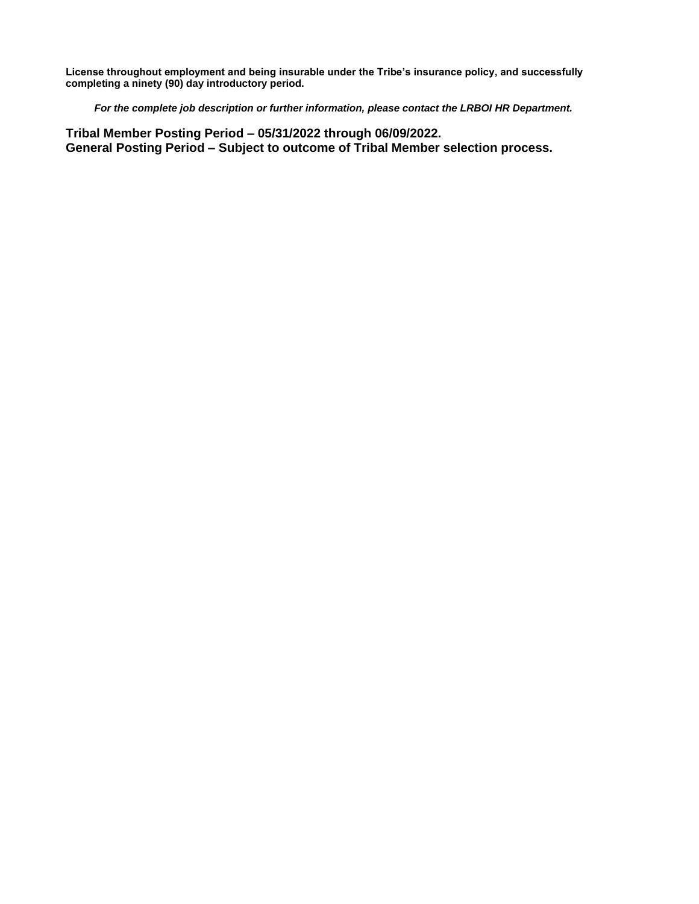**License throughout employment and being insurable under the Tribe's insurance policy, and successfully completing a ninety (90) day introductory period.**

***For the complete job description or further information, please contact the LRBOI HR Department.***

**Tribal Member Posting Period – 05/31/2022 through 06/09/2022.**
**General Posting Period – Subject to outcome of Tribal Member selection process.**